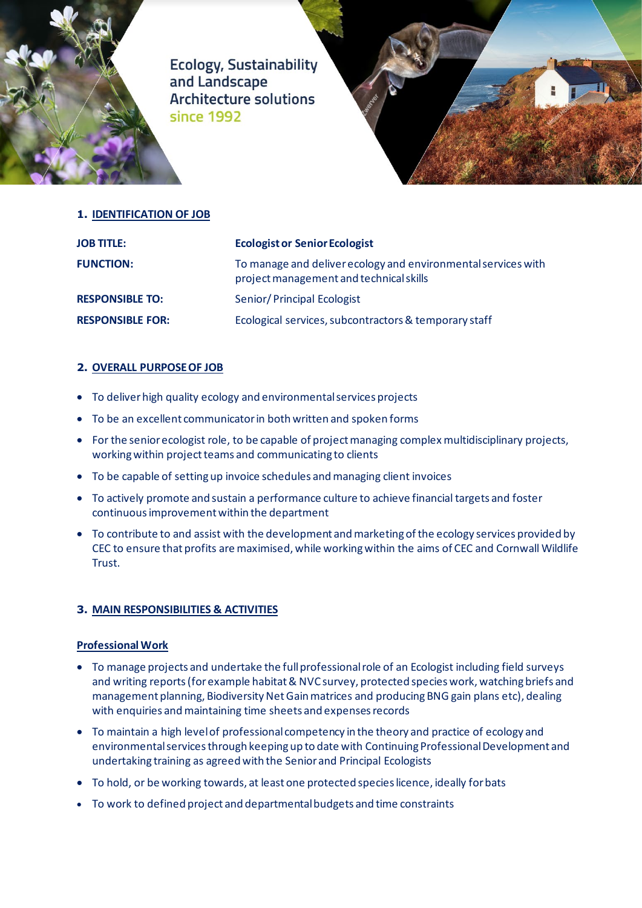Ecology, Sustainability and Landscape Architecture solutions since 1992

## 1. IDENTIFICATION OF JOB

| | |
|---|---|
| **JOB TITLE:** | **Ecologist or Senior Ecologist** |
| **FUNCTION:** | To manage and deliver ecology and environmental services with project management and technical skills |
| **RESPONSIBLE TO:** | Senior/ Principal Ecologist |
| **RESPONSIBLE FOR:** | Ecological services, subcontractors & temporary staff |

## 2. OVERALL PURPOSE OF JOB

- To deliver high quality ecology and environmental services projects
- To be an excellent communicator in both written and spoken forms
- For the senior ecologist role, to be capable of project managing complex multidisciplinary projects, working within project teams and communicating to clients
- To be capable of setting up invoice schedules and managing client invoices
- To actively promote and sustain a performance culture to achieve financial targets and foster continuous improvement within the department
- To contribute to and assist with the development and marketing of the ecology services provided by CEC to ensure that profits are maximised, while working within the aims of CEC and Cornwall Wildlife Trust.

## 3. MAIN RESPONSIBILITIES & ACTIVITIES

### Professional Work

- To manage projects and undertake the full professional role of an Ecologist including field surveys and writing reports (for example habitat & NVC survey, protected species work, watching briefs and management planning, Biodiversity Net Gain matrices and producing BNG gain plans etc), dealing with enquiries and maintaining time sheets and expenses records
- To maintain a high level of professional competency in the theory and practice of ecology and environmental services through keeping up to date with Continuing Professional Development and undertaking training as agreed with the Senior and Principal Ecologists
- To hold, or be working towards, at least one protected species licence, ideally for bats
- To work to defined project and departmental budgets and time constraints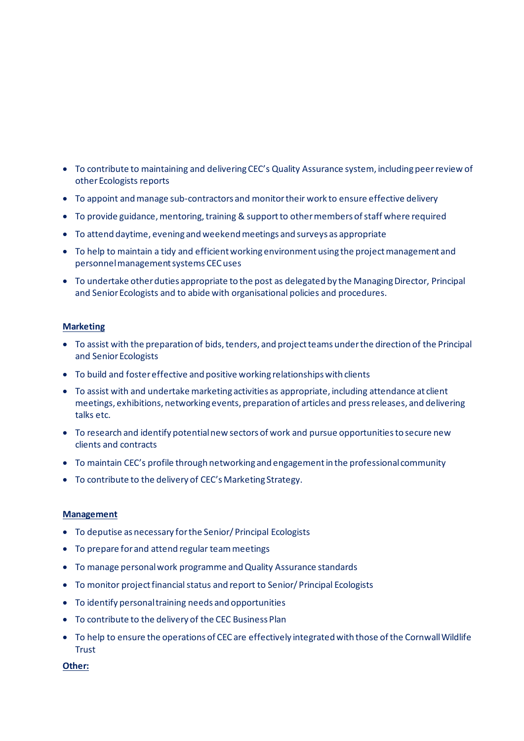- To contribute to maintaining and delivering CEC's Quality Assurance system, including peer review of other Ecologists reports
- To appoint and manage sub-contractors and monitor their work to ensure effective delivery
- To provide guidance, mentoring, training & support to other members of staff where required
- To attend daytime, evening and weekend meetings and surveys as appropriate
- To help to maintain a tidy and efficient working environment using the project management and personnel management systems CEC uses
- To undertake other duties appropriate to the post as delegated by the Managing Director, Principal and Senior Ecologists and to abide with organisational policies and procedures.

**Marketing**

- To assist with the preparation of bids, tenders, and project teams under the direction of the Principal and Senior Ecologists
- To build and foster effective and positive working relationships with clients
- To assist with and undertake marketing activities as appropriate, including attendance at client meetings, exhibitions, networking events, preparation of articles and press releases, and delivering talks etc.
- To research and identify potential new sectors of work and pursue opportunities to secure new clients and contracts
- To maintain CEC's profile through networking and engagement in the professional community
- To contribute to the delivery of CEC's Marketing Strategy.

**Management**

- To deputise as necessary for the Senior/ Principal Ecologists
- To prepare for and attend regular team meetings
- To manage personal work programme and Quality Assurance standards
- To monitor project financial status and report to Senior/ Principal Ecologists
- To identify personal training needs and opportunities
- To contribute to the delivery of the CEC Business Plan
- To help to ensure the operations of CEC are effectively integrated with those of the Cornwall Wildlife Trust

**Other:**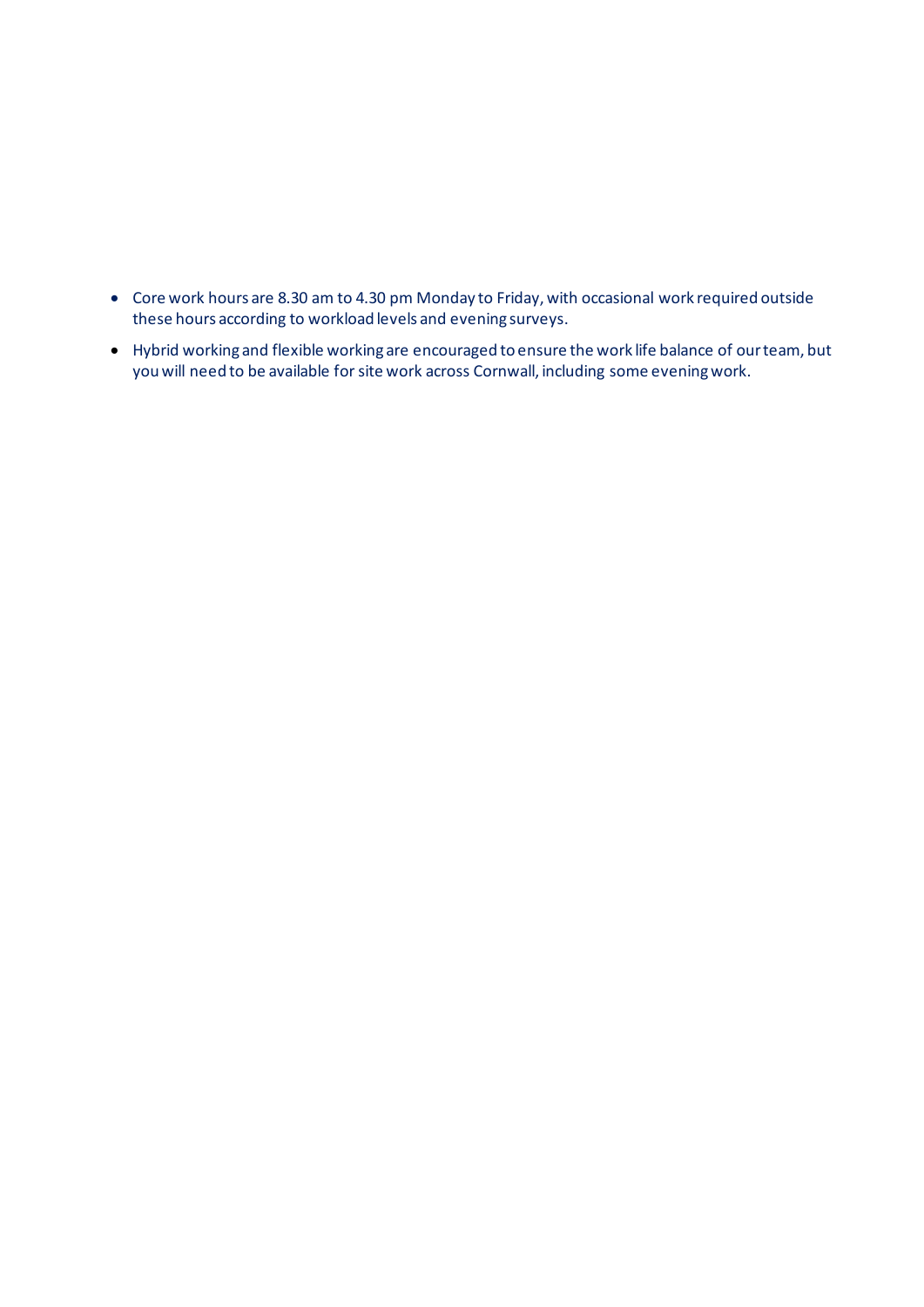- Core work hours are 8.30 am to 4.30 pm Monday to Friday, with occasional work required outside these hours according to workload levels and evening surveys.
- Hybrid working and flexible working are encouraged to ensure the work life balance of our team, but you will need to be available for site work across Cornwall, including some evening work.